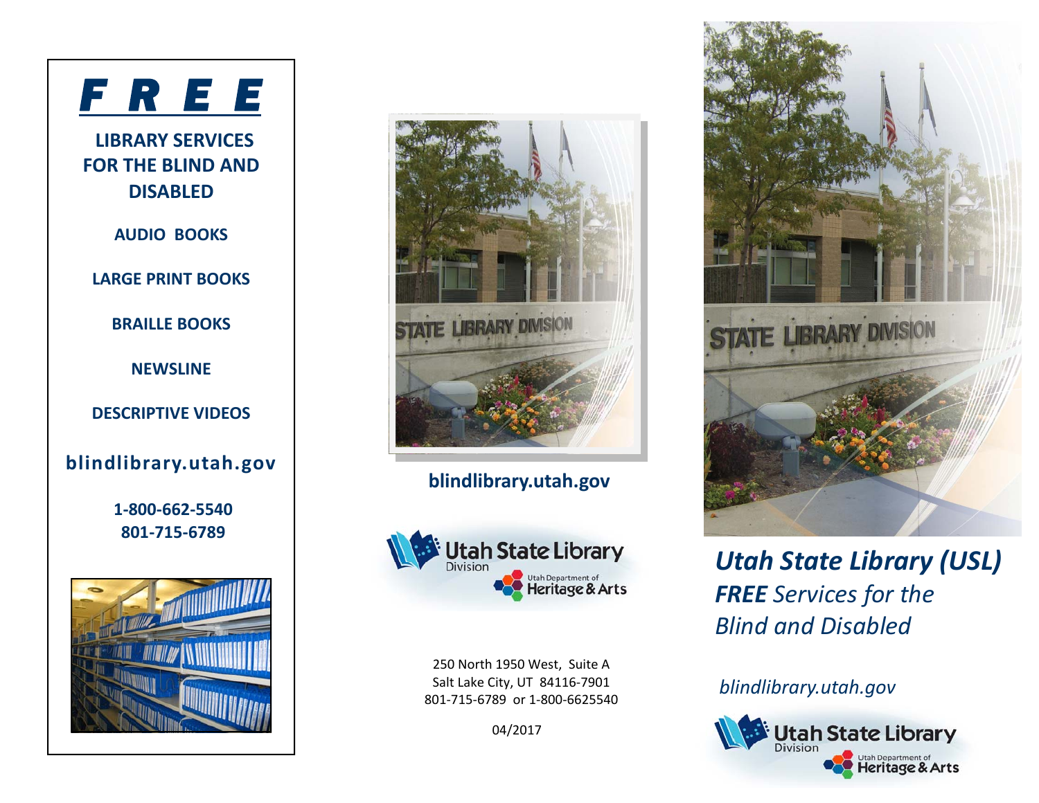# F R E E

## LIBRARY SERVICES FOR THE BLIND AND DISABLED

**AUDIO BOOKS**

**LARGE PRINT BOOKS**

**BRAILLE BOOKS**

**NEWSLINE**

**DESCRIPTIVE VIDEOS**

**blindlibrary.utah.gov**

**1-800-662-5540**
**801-715-6789**

STATE LIBRARY DIVISION

**blindlibrary.utah.gov**

Utah State Library Division
Utah Department of Heritage & Arts

250 North 1950 West, Suite A
Salt Lake City, UT 84116-7901
801-715-6789 or 1-800-6625540

04/2017

STATE LIBRARY DIVISION

# *Utah State Library (USL)*

## ***FREE*** *Services for the Blind and Disabled*

*blindlibrary.utah.gov*

Utah State Library Division
Utah Department of Heritage & Arts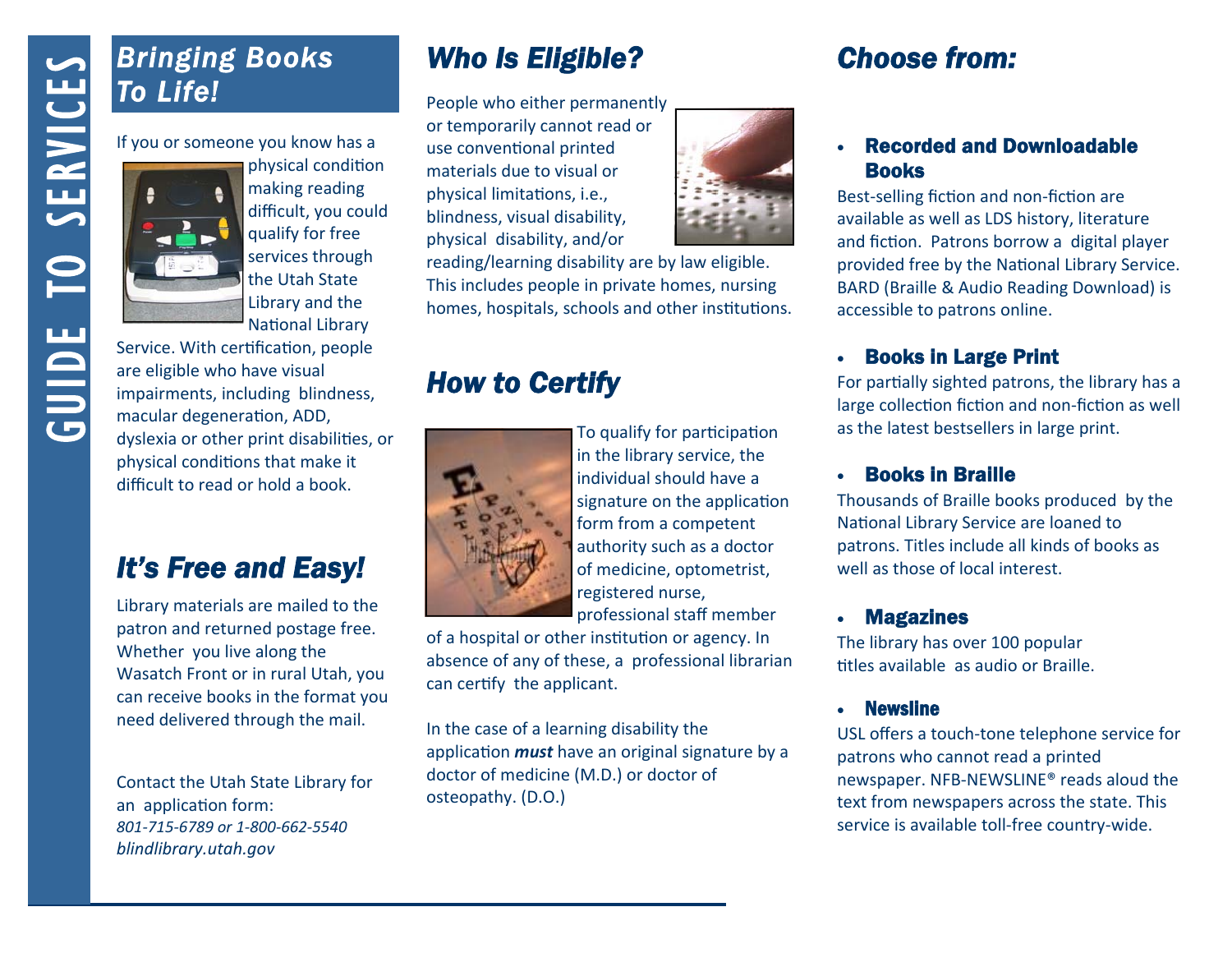# GUIDE TO SERVICES

## Bringing Books To Life!

If you or someone you know has a physical condition making reading difficult, you could qualify for free services through the Utah State Library and the National Library Service. With certification, people are eligible who have visual impairments, including blindness, macular degeneration, ADD, dyslexia or other print disabilities, or physical conditions that make it difficult to read or hold a book.

## It's Free and Easy!

Library materials are mailed to the patron and returned postage free. Whether you live along the Wasatch Front or in rural Utah, you can receive books in the format you need delivered through the mail.

Contact the Utah State Library for an application form:
*801-715-6789 or 1-800-662-5540*
*blindlibrary.utah.gov*

## Who Is Eligible?

People who either permanently or temporarily cannot read or use conventional printed materials due to visual or physical limitations, i.e., blindness, visual disability, physical disability, and/or reading/learning disability are by law eligible. This includes people in private homes, nursing homes, hospitals, schools and other institutions.

## How to Certify

To qualify for participation in the library service, the individual should have a signature on the application form from a competent authority such as a doctor of medicine, optometrist, registered nurse, professional staff member of a hospital or other institution or agency. In absence of any of these, a professional librarian can certify the applicant.

In the case of a learning disability the application ***must*** have an original signature by a doctor of medicine (M.D.) or doctor of osteopathy. (D.O.)

## Choose from:

- **Recorded and Downloadable Books**

Best-selling fiction and non-fiction are available as well as LDS history, literature and fiction. Patrons borrow a digital player provided free by the National Library Service. BARD (Braille & Audio Reading Download) is accessible to patrons online.

- **Books in Large Print**

For partially sighted patrons, the library has a large collection fiction and non-fiction as well as the latest bestsellers in large print.

- **Books in Braille**

Thousands of Braille books produced by the National Library Service are loaned to patrons. Titles include all kinds of books as well as those of local interest.

- **Magazines**

The library has over 100 popular titles available as audio or Braille.

- **Newsline**

USL offers a touch-tone telephone service for patrons who cannot read a printed newspaper. NFB-NEWSLINE® reads aloud the text from newspapers across the state. This service is available toll-free country-wide.